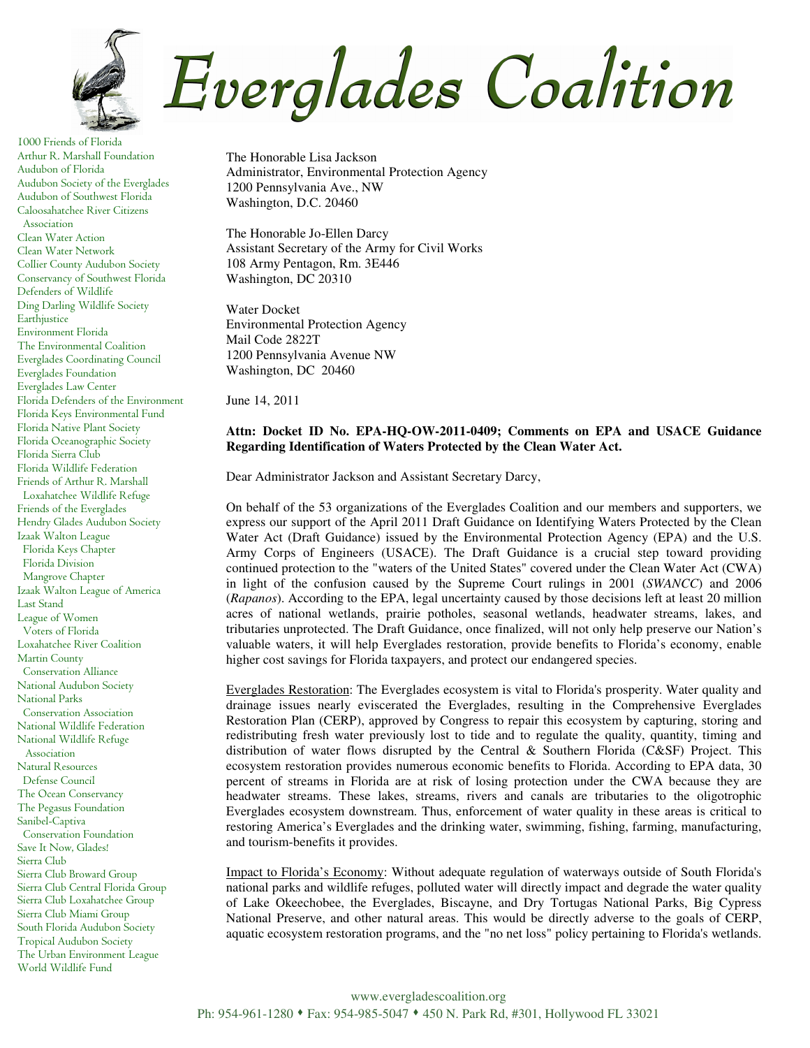# Everglades Coalition

1000 Friends of Florida
Arthur R. Marshall Foundation
Audubon of Florida
Audubon Society of the Everglades
Audubon of Southwest Florida
Caloosahatchee River Citizens Association
Clean Water Action
Clean Water Network
Collier County Audubon Society
Conservancy of Southwest Florida
Defenders of Wildlife
Ding Darling Wildlife Society
Earthjustice
Environment Florida
The Environmental Coalition
Everglades Coordinating Council
Everglades Foundation
Everglades Law Center
Florida Defenders of the Environment
Florida Keys Environmental Fund
Florida Native Plant Society
Florida Oceanographic Society
Florida Sierra Club
Florida Wildlife Federation
Friends of Arthur R. Marshall Loxahatchee Wildlife Refuge
Friends of the Everglades
Hendry Glades Audubon Society
Izaak Walton League
Florida Keys Chapter
Florida Division
Mangrove Chapter
Izaak Walton League of America
Last Stand
League of Women Voters of Florida
Loxahatchee River Coalition
Martin County Conservation Alliance
National Audubon Society
National Parks Conservation Association
National Wildlife Federation
National Wildlife Refuge Association
Natural Resources Defense Council
The Ocean Conservancy
The Pegasus Foundation
Sanibel-Captiva Conservation Foundation
Save It Now, Glades!
Sierra Club
Sierra Club Broward Group
Sierra Club Central Florida Group
Sierra Club Loxahatchee Group
Sierra Club Miami Group
South Florida Audubon Society
Tropical Audubon Society
The Urban Environment League
World Wildlife Fund

The Honorable Lisa Jackson
Administrator, Environmental Protection Agency
1200 Pennsylvania Ave., NW
Washington, D.C. 20460

The Honorable Jo-Ellen Darcy
Assistant Secretary of the Army for Civil Works
108 Army Pentagon, Rm. 3E446
Washington, DC 20310

Water Docket
Environmental Protection Agency
Mail Code 2822T
1200 Pennsylvania Avenue NW
Washington, DC 20460

June 14, 2011

**Attn: Docket ID No. EPA-HQ-OW-2011-0409; Comments on EPA and USACE Guidance Regarding Identification of Waters Protected by the Clean Water Act.**

Dear Administrator Jackson and Assistant Secretary Darcy,

On behalf of the 53 organizations of the Everglades Coalition and our members and supporters, we express our support of the April 2011 Draft Guidance on Identifying Waters Protected by the Clean Water Act (Draft Guidance) issued by the Environmental Protection Agency (EPA) and the U.S. Army Corps of Engineers (USACE). The Draft Guidance is a crucial step toward providing continued protection to the "waters of the United States" covered under the Clean Water Act (CWA) in light of the confusion caused by the Supreme Court rulings in 2001 (*SWANCC*) and 2006 (*Rapanos*). According to the EPA, legal uncertainty caused by those decisions left at least 20 million acres of national wetlands, prairie potholes, seasonal wetlands, headwater streams, lakes, and tributaries unprotected. The Draft Guidance, once finalized, will not only help preserve our Nation's valuable waters, it will help Everglades restoration, provide benefits to Florida's economy, enable higher cost savings for Florida taxpayers, and protect our endangered species.

<u>Everglades Restoration</u>: The Everglades ecosystem is vital to Florida's prosperity. Water quality and drainage issues nearly eviscerated the Everglades, resulting in the Comprehensive Everglades Restoration Plan (CERP), approved by Congress to repair this ecosystem by capturing, storing and redistributing fresh water previously lost to tide and to regulate the quality, quantity, timing and distribution of water flows disrupted by the Central & Southern Florida (C&SF) Project. This ecosystem restoration provides numerous economic benefits to Florida. According to EPA data, 30 percent of streams in Florida are at risk of losing protection under the CWA because they are headwater streams. These lakes, streams, rivers and canals are tributaries to the oligotrophic Everglades ecosystem downstream. Thus, enforcement of water quality in these areas is critical to restoring America's Everglades and the drinking water, swimming, fishing, farming, manufacturing, and tourism-benefits it provides.

<u>Impact to Florida's Economy</u>: Without adequate regulation of waterways outside of South Florida's national parks and wildlife refuges, polluted water will directly impact and degrade the water quality of Lake Okeechobee, the Everglades, Biscayne, and Dry Tortugas National Parks, Big Cypress National Preserve, and other natural areas. This would be directly adverse to the goals of CERP, aquatic ecosystem restoration programs, and the "no net loss" policy pertaining to Florida's wetlands.

www.evergladescoalition.org
Ph: 954-961-1280 ♦ Fax: 954-985-5047 ♦ 450 N. Park Rd, #301, Hollywood FL 33021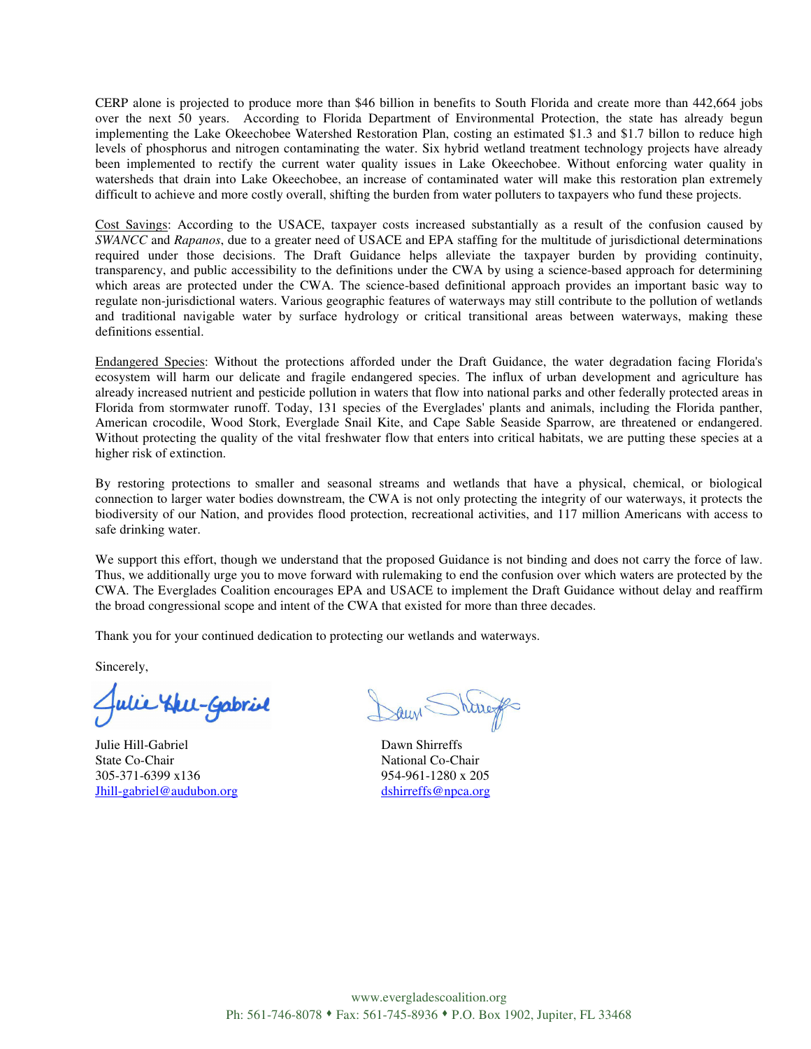CERP alone is projected to produce more than $46 billion in benefits to South Florida and create more than 442,664 jobs over the next 50 years. According to Florida Department of Environmental Protection, the state has already begun implementing the Lake Okeechobee Watershed Restoration Plan, costing an estimated $1.3 and $1.7 billon to reduce high levels of phosphorus and nitrogen contaminating the water. Six hybrid wetland treatment technology projects have already been implemented to rectify the current water quality issues in Lake Okeechobee. Without enforcing water quality in watersheds that drain into Lake Okeechobee, an increase of contaminated water will make this restoration plan extremely difficult to achieve and more costly overall, shifting the burden from water polluters to taxpayers who fund these projects.

Cost Savings: According to the USACE, taxpayer costs increased substantially as a result of the confusion caused by *SWANCC* and *Rapanos*, due to a greater need of USACE and EPA staffing for the multitude of jurisdictional determinations required under those decisions. The Draft Guidance helps alleviate the taxpayer burden by providing continuity, transparency, and public accessibility to the definitions under the CWA by using a science-based approach for determining which areas are protected under the CWA. The science-based definitional approach provides an important basic way to regulate non-jurisdictional waters. Various geographic features of waterways may still contribute to the pollution of wetlands and traditional navigable water by surface hydrology or critical transitional areas between waterways, making these definitions essential.

Endangered Species: Without the protections afforded under the Draft Guidance, the water degradation facing Florida's ecosystem will harm our delicate and fragile endangered species. The influx of urban development and agriculture has already increased nutrient and pesticide pollution in waters that flow into national parks and other federally protected areas in Florida from stormwater runoff. Today, 131 species of the Everglades' plants and animals, including the Florida panther, American crocodile, Wood Stork, Everglade Snail Kite, and Cape Sable Seaside Sparrow, are threatened or endangered. Without protecting the quality of the vital freshwater flow that enters into critical habitats, we are putting these species at a higher risk of extinction.

By restoring protections to smaller and seasonal streams and wetlands that have a physical, chemical, or biological connection to larger water bodies downstream, the CWA is not only protecting the integrity of our waterways, it protects the biodiversity of our Nation, and provides flood protection, recreational activities, and 117 million Americans with access to safe drinking water.

We support this effort, though we understand that the proposed Guidance is not binding and does not carry the force of law. Thus, we additionally urge you to move forward with rulemaking to end the confusion over which waters are protected by the CWA. The Everglades Coalition encourages EPA and USACE to implement the Draft Guidance without delay and reaffirm the broad congressional scope and intent of the CWA that existed for more than three decades.

Thank you for your continued dedication to protecting our wetlands and waterways.

Sincerely,

Julie Hill-Gabriel
State Co-Chair
305-371-6399 x136
Jhill-gabriel@audubon.org

Dawn Shirreffs
National Co-Chair
954-961-1280 x 205
dshirreffs@npca.org

www.evergladescoalition.org
Ph: 561-746-8078 ♦ Fax: 561-745-8936 ♦ P.O. Box 1902, Jupiter, FL 33468